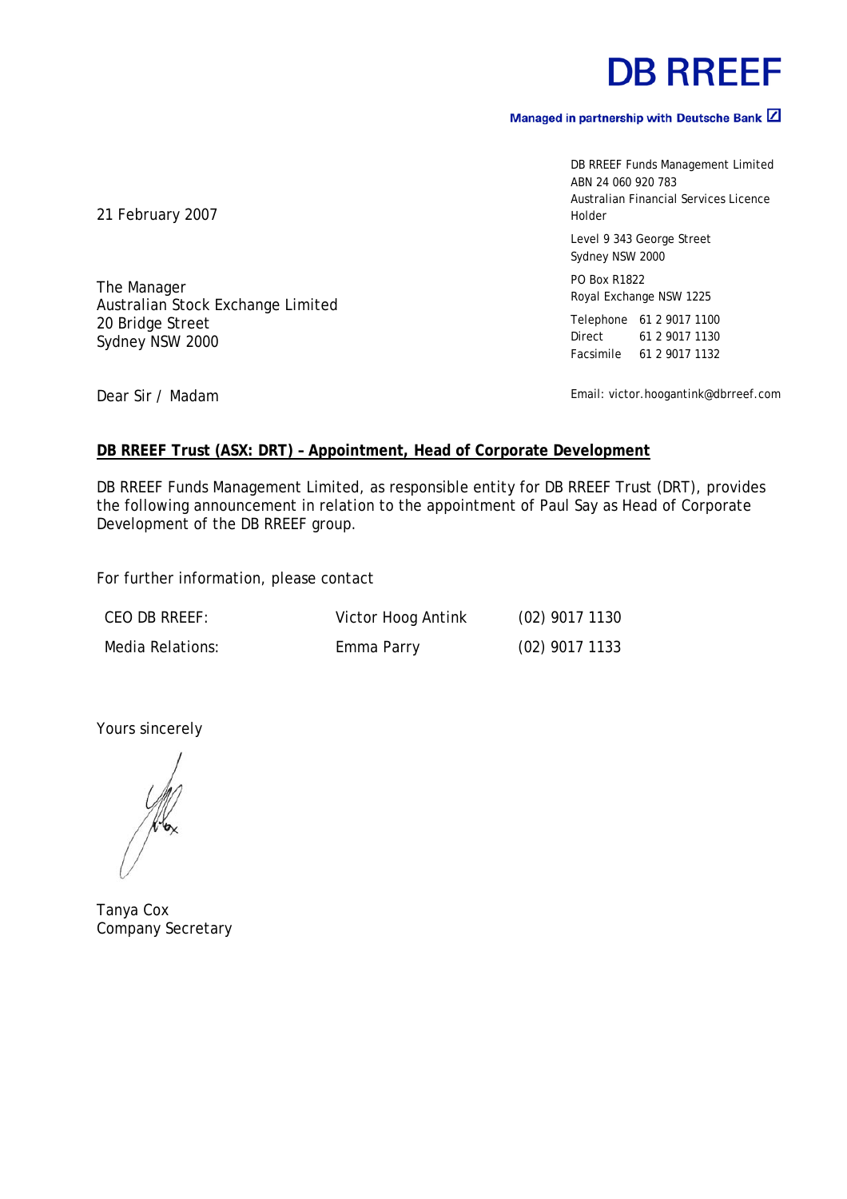# DB RREEF

Managed in partnership with Deutsche Bank

DB RREEF Funds Management Limited
ABN 24 060 920 783
Australian Financial Services Licence Holder

Level 9 343 George Street
Sydney NSW 2000

PO Box R1822
Royal Exchange NSW 1225

Telephone 61 2 9017 1100
Direct 61 2 9017 1130
Facsimile 61 2 9017 1132

Email: victor.hoogantink@dbrreef.com

21 February 2007

The Manager
Australian Stock Exchange Limited
20 Bridge Street
Sydney NSW 2000

Dear Sir / Madam

**DB RREEF Trust (ASX: DRT) – Appointment, Head of Corporate Development**

DB RREEF Funds Management Limited, as responsible entity for DB RREEF Trust (DRT), provides the following announcement in relation to the appointment of Paul Say as Head of Corporate Development of the DB RREEF group.

For further information, please contact

| | | |
|---|---|---|
| CEO DB RREEF: | Victor Hoog Antink | (02) 9017 1130 |
| Media Relations: | Emma Parry | (02) 9017 1133 |

Yours sincerely

Tanya Cox
Company Secretary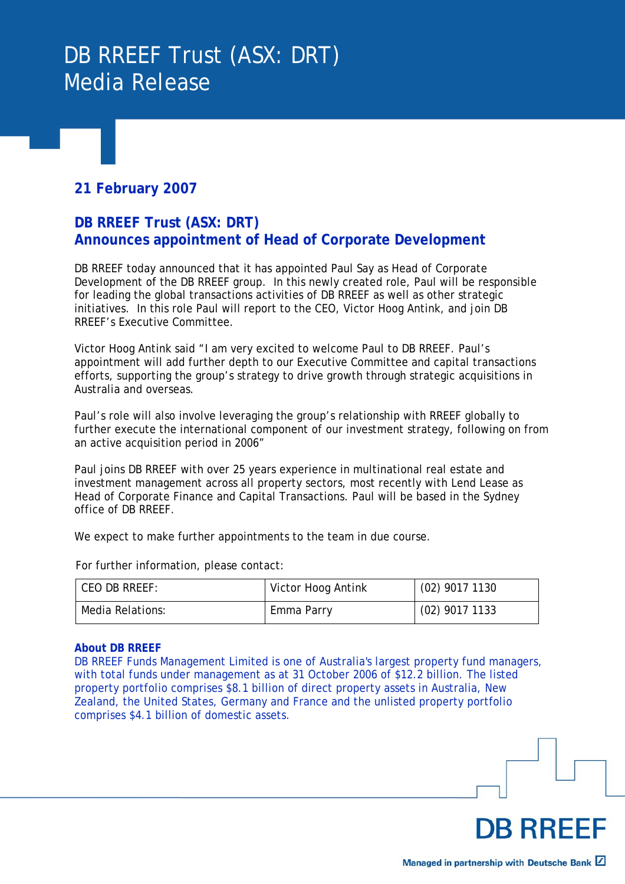# DB RREEF Trust (ASX: DRT)
# Media Release

**21 February 2007**

## DB RREEF Trust (ASX: DRT)
## Announces appointment of Head of Corporate Development

DB RREEF today announced that it has appointed Paul Say as Head of Corporate Development of the DB RREEF group. In this newly created role, Paul will be responsible for leading the global transactions activities of DB RREEF as well as other strategic initiatives. In this role Paul will report to the CEO, Victor Hoog Antink, and join DB RREEF's Executive Committee.

Victor Hoog Antink said "I am very excited to welcome Paul to DB RREEF. Paul's appointment will add further depth to our Executive Committee and capital transactions efforts, supporting the group's strategy to drive growth through strategic acquisitions in Australia and overseas.

Paul's role will also involve leveraging the group's relationship with RREEF globally to further execute the international component of our investment strategy, following on from an active acquisition period in 2006"

Paul joins DB RREEF with over 25 years experience in multinational real estate and investment management across all property sectors, most recently with Lend Lease as Head of Corporate Finance and Capital Transactions. Paul will be based in the Sydney office of DB RREEF.

We expect to make further appointments to the team in due course.

For further information, please contact:

| | | |
|---|---|---|
| CEO DB RREEF: | Victor Hoog Antink | (02) 9017 1130 |
| Media Relations: | Emma Parry | (02) 9017 1133 |

**About DB RREEF**

DB RREEF Funds Management Limited is one of Australia's largest property fund managers, with total funds under management as at 31 October 2006 of $12.2 billion. The listed property portfolio comprises $8.1 billion of direct property assets in Australia, New Zealand, the United States, Germany and France and the unlisted property portfolio comprises $4.1 billion of domestic assets.

DB RREEF

Managed in partnership with Deutsche Bank